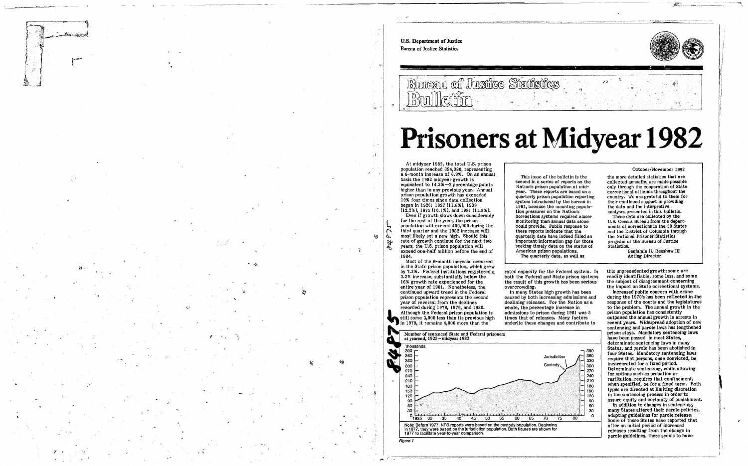U.S. Department of Justice
Bureau of Justice Statistics

# Bureau of Justice Statistics Bulletin

# Prisoners at Midyear 1982

October/November 1982

This issue of the bulletin is the second in a series of reports on the Nation's prison population at midyear. These reports are based on a quarterly prison population reporting system introduced by the bureau in 1981, because the mounting population pressures on the Nation's corrections systems required closer monitoring than annual data alone could provide. Public response to these reports indicate that the quarterly data have indeed filled an important information gap for those seeking timely data on the status of American prison populations.

The quarterly data, as well as the more detailed statistics that are collected annually, are made possible only through the cooperation of State correctional officials throughout the country. We are grateful to them for their continued support in providing the data and the interpretive analyses presented in this bulletin.

These data are collected by the U.S. Census Bureau from the departments of corrections in the 50 States and the District of Columbia through the National Prisoner Statistics program of the Bureau of Justice Statistics.

Benjamin H. Renshaw III
Acting Director

At midyear 1982, the total U.S. prison population reached 394,380, representing a 6-month increase of 6.9%. On an annual basis the 1982 midyear growth is equivalent to 14.3%—2 percentage points higher than in any previous year. Annual prison population growth has exceeded 10% four times since data collection began in 1926: 1927 (11.6%), 1939 (12.2%), 1975 (10.1%), and 1981 (11.8%).

Even if growth slows down considerably for the rest of the year, the prison population will exceed 400,000 during the third quarter and the 1982 increase will most likely set a new high. Should this rate of growth continue for the next two years, the U.S. prison population will exceed one-half million before the end of 1984.

Most of the 6-month increase occurred in the State prison population, which grew by 7.3%. Federal institutions registered a 3.2% increase, substantially below the 16% growth rate experienced for the entire year of 1981. Nonetheless, the continued upward trend in the Federal prison population represents the second year of reversal from the declines recorded during 1978, 1979, and 1980. Although the Federal prison population is still some 3,000 less than its previous high in 1978, it remains 4,000 more than the rated capacity for the Federal system. In both the Federal and State prison systems the result of this growth has been serious overcrowding.

In many States high growth has been caused by both increasing admissions and declining releases. For the Nation as a whole, the percentage increase in admissions to prison during 1981 was 5 times that of releases. Many factors underlie these changes and contribute to this unprecedented growth; some are readily identifiable, some less, and some the subject of disagreement concerning the impact on State correctional systems.

Increased public concern with crime during the 1970's has been reflected in the response of the courts and the legislatures to the problem. The annual growth in the prison population has consistently outpaced the annual growth in arrests in recent years. Widespread adoption of new sentencing and parole laws has lengthened prison stays. Mandatory sentencing laws have been passed in most States, determinate sentencing laws in many States, and parole has been abolished in four States. Mandatory sentencing laws require that persons, once convicted, be incarcerated for a fixed period. Determinate sentencing, while allowing for options such as probation or restitution, requires that confinement, when specified, be for a fixed term. Both types are directed at limiting discretion in the sentencing process in order to assure equity and certainty of punishment.

In addition to changes in sentencing, many States altered their parole policies, adopting guidelines for parole release. Some of these States have reported that after an initial period of increased releases resulting from the change in parole guidelines, there seems to have

Number of sentenced State and Federal prisoners at yearend, 1925 – midyear 1982

Note: Before 1977, NPS reports were based on the custody population. Beginning in 1977, they were based on the jurisdiction population. Both figures are shown for 1977 to facilitate year-to-year comparison.

Figure 1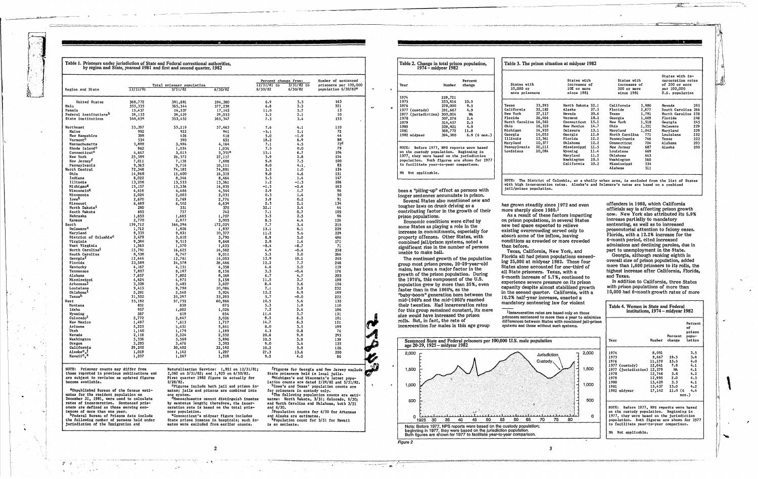## Table 1. Prisoners under jurisdiction of State and Federal correctional authorities, by region and State, yearend 1981 and first and second quarter, 1982

| Region and State | Total prisoner population 12/31/81 | 3/31/82 | 6/30/82 | Percent change from: 12/31/81 to 6/30/82 | 3/31/82 to 6/30/82 | Number of sentenced prisoners per 100,000 population 6/30/82[a] |
|---|---|---|---|---|---|---|
| United States | 368,772 | 381,881 | 394,380 | 6.9 | 3.3 | 163 |
| Male | 353,335 | 365,344 | 377,238 | 6.8 | 3.3 | 321 |
| Female | 15,437 | 16,537 | 17,142 | 11.0 | 3.7 | 13 |
| Federal institutions[b] | 28,133 | 28,429 | 29,033 | 3.2 | 2.1 | 10 |
| State institutions | 340,639 | 353,452 | 365,347 | 7.3 | 3.4 | 153 |
| Northeast | 53,397 | 55,219 | 57,465 | 7.6 | 4.1 | 110 |
| Maine | 992 | 922 | 941 | -5.1 | 2.1 | 72 |
| New Hampshire | 398 | 426 | 418 | 5.0 | -1.9 | 44 |
| Vermont[c] | 534 | 590 | 631 | 18.2 | 6.9 | 88 |
| Massachusetts | 3,889 | 3,986 | 4,164 | 7.1 | 4.5 | 72[d] |
| Rhode Island[c] | 962 | 1,034 | 1,034 | 7.5 | 0.0 | 79 |
| Connecticut[c] | 4,647 | 5,015 | 5,351[e] | 15.1 | 6.7 | 104 |
| New York | 25,399 | 26,372 | 27,117 | 5.9 | 2.8 | 154 |
| New Jersey[f] | 7,011 | 7,158 | 7,698 | 9.8 | 7.5 | 100 |
| Pennsylvania | 9,365 | 9,716 | 10,111 | 8.0 | 4.1 | 85 |
| North Central | 72,348 | 74,185 | 74,891 | 3.5 | 1.0 | 124 |
| Ohio | 14,968 | 15,600 | 16,319 | 9.0 | 4.6 | 151 |
| Indiana | 8,022 | 8,346 | 8,464 | 5.5 | 1.4 | 147 |
| Illinois | 13,206 | 13,533 | 13,361 | 1.2 | -1.3 | 106 |
| Michigan[g] | 15,157 | 15,336 | 14,935 | -1.5 | -2.6 | 163 |
| Wisconsin[g] | 4,416 | 4,466 | 4,544 | 2.9 | 1.7 | 96 |
| Minnesota | 2,024 | 2,003 | 2,031 | 0.3 | 1.4 | 50 |
| Iowa[h] | 2,670 | 2,769 | 2,774 | 3.9 | 0.2 | 91 |
| Missouri | 6,489 | 6,502 | 6,639 | 2.3 | 2.1 | 134 |
| North Dakota[i] | 280 | 351 | 370 | 32.1 | 5.4 | 44 |
| South Dakota | 693 | 737 | 742 | 7.1 | 0.7 | 105 |
| Nebraska | 1,653 | 1,665 | 1,707 | 3.3 | 2.5 | 96 |
| Kansas | 2,770 | 2,877 | 3,005 | 8.5 | 4.4 | 126 |
| South | 159,712 | 166,296 | 172,025 | 7.7 | 3.4 | 215 |
| Delaware[c] | 1,712 | 1,826 | 1,937 | 13.1 | 6.1 | 229 |
| Maryland | 9,335 | 9,831 | 10,377 | 11.2 | 5.6 | 229 |
| District of Columbia[c] | 3,479 | 3,610 | 3,790 | 8.9 | 5.0 | 496 |
| Virginia | 9,388 | 9,515 | 9,648 | 2.8 | 1.4 | 171 |
| West Virginia | 1,565 | 1,570 | 1,433 | -8.4 | -8.7 | 71 |
| North Carolina[i] | 15,791 | 16,625 | 16,562 | 4.9 | -0.4 | 258 |
| South Carolina | 8,538 | 8,747 | 9,011 | 5.5 | 3.0 | 266 |
| Georgia[f] | 12,444 | 12,761 | 14,053 | 12.9 | 10.1 | 245 |
| Florida | 23,589 | 24,578 | 26,466 | 12.2 | 7.7 | 248 |
| Kentucky | 4,167 | 4,151 | 4,358 | 4.6 | 5.0 | 119 |
| Tennessee | 7,897 | 8,187 | 8,156 | 3.3 | -0.4 | 176 |
| Alabama | 7,657 | 7,802 | 8,168 | 6.7 | 4.7 | 203 |
| Mississippi | 4,624 | 4,975 | 5,158 | 11.5 | 3.7 | 198 |
| Arkansas[j] | 3,328 | 3,483 | 3,607 | 8.4 | 3.6 | 156 |
| Louisiana | 9,415 | 9,798 | 10,084 | 7.1 | 2.9 | 232 |
| Oklahoma[i] | 5,281 | 5,540 | 5,924 | 12.2 | 6.9 | 189 |
| Texas[h] | 31,502 | 33,297 | 33,293 | 5.7 | -0.0 | 222 |
| West | 55,182 | 57,752 | 60,966 | 10.5 | 5.6 | 132 |
| Montana | 831 | 859 | 875 | 5.3 | 1.9 | 110 |
| Idaho | 957 | 1,002 | 1,026 | 7.2 | 2.4 | 106 |
| Wyoming | 587 | 619 | 654 | 11.4 | 5.7 | 131 |
| Colorado[i] | 2,772 | 2,847 | 3,026 | 9.2 | 6.3 | 101 |
| New Mexico | 1,497 | 1,615 | 1,717 | 14.7 | 6.3 | 121 |
| Arizona | 5,223 | 5,451 | 5,641 | 8.0 | 3.5 | 199 |
| Utah | 1,140 | 1,179 | 1,189 | 4.3 | 0.8 | 76 |
| Nevada | 2,116 | 2,324 | 2,552 | 20.6 | 9.8 | 295 |
| Washington | 5,336 | 5,569 | 5,896 | 10.5 | 5.9 | 139 |
| Oregon | 3,295 | 3,476 | 3,593 | 9.0 | 3.4 | 135 |
| California | 29,202 | 30,402 | 32,182 | 10.2 | 5.9 | 126 |
| Alaska[c,i] | 1,019 | 1,142 | 1,297 | 27.3 | 13.6 | 200 |
| Hawaii[c,k] | 1,207 | 1,267 | 1,318 | 9.2 | 4.0 | 86 |

NOTE: Prisoner counts may differ from those reported in previous publications and are subject to revision as updated figures become available.

[a]Unpublished Bureau of the Census estimates for the resident population on December 31, 1981, were used to calculate rates of incarceration. Sentenced prisoners are defined as those serving sentences of more than one year.

[b]Federal Bureau of Prisons data include the following number of persons held under jurisdiction of the Immigration and Naturalization Service: 1,921 on 12/31/81; 2,062 on 3/31/82; and 1,925 on 6/30/82.

[c]First quarter 1982 figure is actually for 2/28/82.

[c]Figures include both jail and prison inmates; jails and prisons are combined into one system.

[d]Massachusetts cannot distinguish inmates by sentence length; therefore, the incarceration rate is based on the total prisoner population.

[e]Connecticut's midyear figure includes State prison inmates in hospitals; such inmates were excluded from earlier counts.

[f]Figures for Georgia and New Jersey exclude State prisoners held in local jails.

[g]Michigan's and Wisconsin's latest population counts are dated 2/28/82 and 5/31/82.

[h]Iowa's and Texas' population counts are for prisoners in custody only.

[i]The following population counts are estimates: North Dakota, 3/31; Colorado, 6/30; and North Carolina and Oklahoma, both 3/31 and 6/30.

[j]Population counts for 6/30 for Arkansas and Alaska are estimates.

[k]Population count for 3/31 for Hawaii is an estimate.

## Table 2. Change in total prison population, 1974 – midyear 1982

| Year | Number | Percent change |
|---|---|---|
| 1974 | 229,721 | |
| 1975 | 253,816 | 10.5 |
| 1976 | 278,000 | 9.5 |
| 1977 (custody) | 291,667 | 4.9 |
| 1977 (jurisdiction) | 300,024 | NA |
| 1978 | 307,276 | 2.4 |
| 1979 | 314,457 | 2.3 |
| 1980 | 329,821 | 4.9 |
| 1981 | 368,772 | 11.8 |
| 1982 midyear | 394,380 | 6.9 (6 mos.) |

NOTE: Before 1977, NPS reports were based on the custody population. Beginning in 1977, they were based on the jurisdiction population. Both figures are shown for 1977 to facilitate year-to-year comparison.

NA Not applicable.

been a "piling-up" effect as persons with longer sentences accumulate in prison.

Several States also mentioned new and tougher laws on drunk driving as a contributing factor in the growth of their prison populations.

Economic conditions were cited by some States as playing a role in the increase in commitments, especially for property offenses. Other States, with combined jail/prison systems, noted a significant rise in the number of persons unable to make bail.

The continued growth of the population group most prison prone, 20-29-year-old males, has been a major factor in the growth of the prison population. During the 1970's, this component of the U.S. population grew by more than 35%, even faster than in the 1960's, as the "baby-boom" generation born between the mid-1940's and the mid-1960's reached their twenties. Had incarceration rates for this group remained constant, its mere size would have increased the prison rolls. But, in fact, the rate of incarceration for males in this age group has grown steadily since 1972 and even more sharply since 1980.[1]

As a result of these factors impacting on prison populations, in several States new bed space expected to relieve existing overcrowding served only to absorb some of the inflow, leaving conditions as crowded or more crowded than before.

Texas, California, New York, and Florida all had prison populations exceeding 25,000 at midyear 1982. These four States alone accounted for one-third of all State prisoners. Texas, with a 6-month increase of 5.7%, continued to experience severe pressure on its prison capacity despite almost stabilized growth in the second quarter. California, with a 10.2% half-year increase, enacted a mandatory sentencing law for violent offenders in 1980, which California officials say is affecting prison growth now. New York also attributed its 5.9% increase partially to mandatory sentencing, as well as to increased prosecutorial attention to felony cases. Florida, with a 12.2% increase for the 6-month period, cited increased admissions and declining paroles, due in part to unemployment in the State.

Georgia, although ranking eighth in overall size of prison population, added more than 1,600 prisoners to its rolls, the highest increase after California, Florida, and Texas.

In addition to California, three States with prison populations of more than 10,000 had 6-month growth rates of more

[1]Incarceration rates are based only on those prisoners sentenced to more than a year to minimize differences between States with combined jail-prison systems and those without such systems.

## Table 3. The prison situation at midyear 1982

| States with 10,000 or more prisoners | | States with increases of 10% or more since 1981 | | States with increases of 500 or more since 1981 | | States with incarceration rates of 200 or more per 100,000 U.S. population | |
|---|---|---|---|---|---|---|---|
| Texas | 33,293 | North Dakota | 32.1 | California | 2,980 | Nevada | 295 |
| California | 32,182 | Alaska | 27.3 | Florida | 2,877 | South Carolina | 266 |
| New York | 27,117 | Nevada | 20.6 | Texas | 1,791 | North Carolina | 258 |
| Florida | 26,466 | Vermont | 18.2 | Georgia | 1,609 | Florida | 248 |
| North Carolina | 16,562 | Connecticut | 15.1 | New York | 1,518 | Georgia | 245 |
| Ohio | 16,319 | New Mexico | 14.7 | Ohio | 1,351 | Delaware | 229 |
| Michigan | 14,935 | Delaware | 13.1 | Maryland | 1,042 | Maryland | 229 |
| Georgia | 14,053 | Georgia | 12.9 | North Carolina | 771 | Louisiana | 232 |
| Illinois | 13,361 | Florida | 12.2 | Pennsylvania | 746 | Texas | 222 |
| Maryland | 10,377 | Oklahoma | 12.2 | Connecticut | 704 | Alabama | 203 |
| Pennsylvania | 10,111 | Mississippi | 11.5 | New Jersey | 687 | Alaska | 200 |
| Louisiana | 10,084 | Wyoming | 11.4 | Louisiana | 669 | | |
| | | Maryland | 11.2 | Oklahoma | 643 | | |
| | | Washington | 10.5 | Washington | 560 | | |
| | | California | 10.2 | Mississippi | 534 | | |
| | | | | Alabama | 511 | | |

NOTE: The District of Columbia, as a wholly urban area, is excluded from the list of States with high incarceration rates. Alaska's and Delaware's rates are based on a combined jail/prison population.

Sentenced State and Federal prisoners per 100,000 U.S. male population age 20-29, 1925 – midyear 1982

Note: Before 1977, NPS reports were based on the custody population; beginning in 1977, they were based on the jurisdiction population. Both figures are shown for 1977 to facilitate year-to-year comparison.

*Figure 2*

## Table 4. Women in State and Federal institutions, 1974 – midyear 1982

| Year | Number | Percent change | Percent of prison population |
|---|---|---|---|
| 1974 | 8,091 | | 3.5 |
| 1975 | 9,667 | 19.5 | 3.8 |
| 1976 | 11,170 | 15.5 | 4.0 |
| 1977 (custody) | 12,041 | 7.8 | 4.1 |
| 1977 (jurisdiction) | 12,279 | NA | 4.1 |
| 1978 | 12,746 | 3.8 | 4.2 |
| 1979 | 12,995 | 2.0 | 4.3 |
| 1980 | 13,420 | 3.3 | 4.1 |
| 1981 | 15,437 | 15.0 | 4.2 |
| 1982 midyear | 17,142 | 11.0 (6 mos.) | 4.4 |

NOTE: Before 1977, NPS reports were based on the custody population. Beginning in 1977, they were based on the jurisdiction population. Both figures are shown for 1977 to facilitate year-to-year comparison.

NA Not applicable.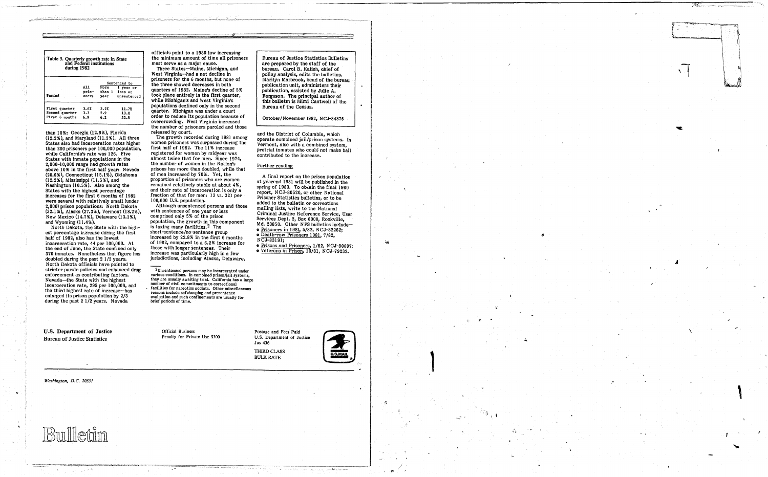Table 5. Quarterly growth rate in State and Federal institutions during 1982

| Period | All prisoners | Sentenced to More than 1 year | Sentenced to 1 year or less or unsentenced |
|---|---|---|---|
| First quarter | 3.6% | 3.2% | 11.7% |
| Second quarter | 3.3 | 2.9 | 10.0 |
| First 6 months | 6.9 | 6.2 | 22.8 |

than 10%: Georgia (12.9%), Florida (12.2%), and Maryland (11.2%). All three States also had incarceration rates higher than 200 prisoners per 100,000 population, while California's rate was 126. Five States with inmate populations in the 2,000-10,000 range had growth rates above 10% in the first half year: Nevada (20.6%), Connecticut (15.1%), Oklahoma (12.2%), Mississippi (11.5%), and Washington (10.5%). Also among the States with the highest percentage increases for the first 6 months of 1982 were several with relatively small (under 2,000) prison populations: North Dakota (32.1%), Alaska (27.3%), Vermont (18.2%), New Mexico (14.7%), Delaware (13.1%), and Wyoming (11.4%).

North Dakota, the State with the highest percentage increase during the first half of 1982, also has the lowest incarceration rate, 44 per 100,000. At the end of June, the State confined only 370 inmates. Nonetheless that figure has doubled during the past 2 1/2 years. North Dakota officials have pointed to stricter parole policies and enhanced drug enforcement as contributing factors. Nevada—the State with the highest incarceration rate, 295 per 100,000, and the third highest rate of increase—has enlarged its prison population by 2/3 during the past 2 1/2 years. Nevada officials point to a 1980 law increasing the minimum amount of time all prisoners must serve as a major cause.

Three States—Maine, Michigan, and West Virginia—had a net decline in prisoners for the 6 months, but none of the three showed decreases in both quarters of 1982. Maine's decline of 5% took place entirely in the first quarter, while Michigan's and West Virginia's populations declined only in the second quarter. Michigan was under a court order to reduce its population because of overcrowding. West Virginia increased the number of prisoners paroled and those released by court.

The growth recorded during 1981 among women prisoners was surpassed during the first half of 1982. The 11% increase registered for women by midyear was almost twice that for men. Since 1974, the number of women in the Nation's prisons has more than doubled, while that of men increased by 70%. Yet, the proportion of prisoners who are women remained relatively stable at about 4%, and their rate of incarceration is only a fraction of that for men: 13 vs. 321 per 100,000 U.S. population.

Although unsentenced persons and those with sentences of one year or less comprised only 5% of the prison population, the growth in this component is taxing many facilities.[2] The short-sentence/no-sentence group increased by 22.8% in the first 6 months of 1982, compared to a 6.2% increase for those with longer sentences. Their increase was particularly high in a few jurisdictions, including Alaska, Delaware, and the District of Columbia, which operate combined jail/prison systems. In Vermont, also with a combined system, pretrial inmates who could not make bail contributed to the increase.

[2] Unsentenced persons may be incarcerated under various conditions. In combined prison/jail systems, they are usually awaiting trial. California has a large number of civil commitments to correctional facilities for narcotics addicts. Other miscellaneous reasons include safekeeping and presentence evaluation and such confinements are usually for brief periods of time.

## Further reading

A final report on the prison population at yearend 1981 will be published in the spring of 1983. To obtain the final 1980 report, NCJ-80520, or other National Prisoner Statistics bulletins, or to be added to the bulletin or corrections mailing lists, write to the National Criminal Justice Reference Service, User Services Dept. 2, Box 6000, Rockville, Md. 20850. Other NPS bulletins include—

- Prisoners in 1981, 5/82, NCJ-82262;
- Death-row Prisoners 1981, 7/82, NCJ-83191;
- Prisons and Prisoners, 1/82, NCJ-80697;
- Veterans in Prison, 10/81, NCJ-79232.

Bureau of Justice Statistics Bulletins are prepared by the staff of the bureau. Carol B. Kalish, chief of policy analysis, edits the bulletins. Marilyn Marbrook, head of the bureau publication unit, administers their publication, assisted by Julie A. Ferguson. The principal author of this bulletin is Mimi Cantwell of the Bureau of the Census.

October/November 1982, NCJ-84875

**U.S. Department of Justice**
Bureau of Justice Statistics

*Washington, D.C. 20531*

Official Business
Penalty for Private Use $300

Postage and Fees Paid
U.S. Department of Justice
Jus 436

THIRD CLASS
BULK RATE

# Bulletin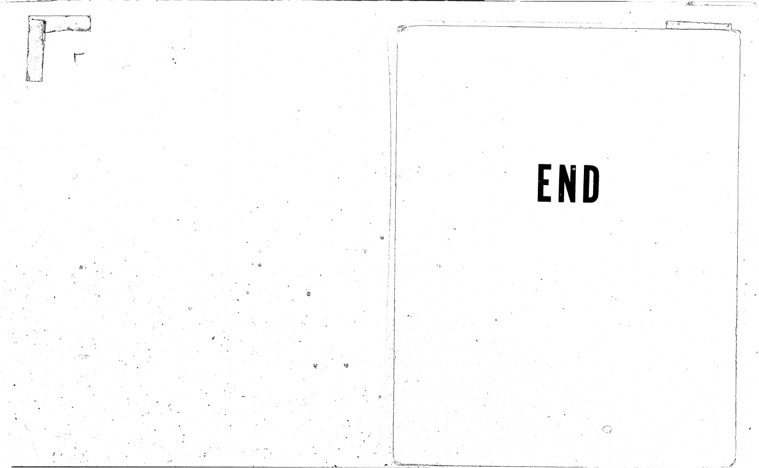END